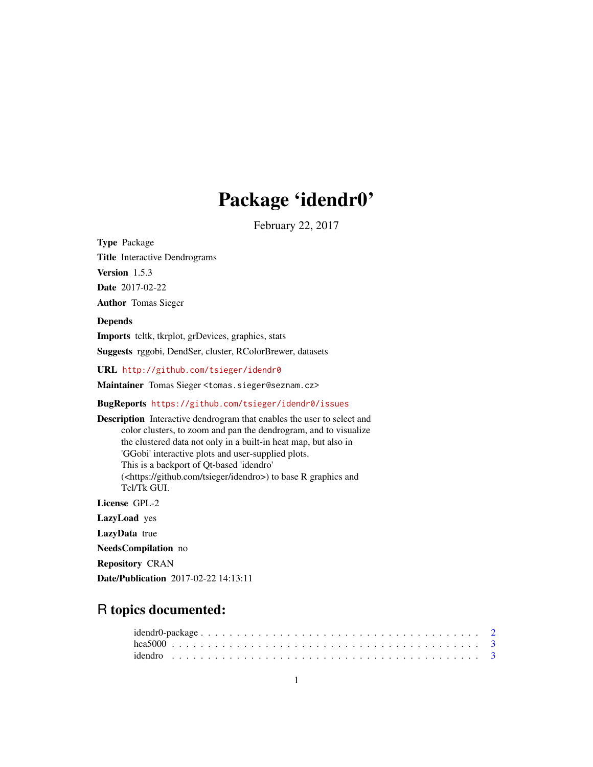# Package 'idendr0'

February 22, 2017

**Type** Package

**Title** Interactive Dendrograms

**Version** 1.5.3

**Date** 2017-02-22

**Author** Tomas Sieger

**Depends**

**Imports** tcltk, tkrplot, grDevices, graphics, stats

**Suggests** rggobi, DendSer, cluster, RColorBrewer, datasets

**URL** http://github.com/tsieger/idendr0

**Maintainer** Tomas Sieger <tomas.sieger@seznam.cz>

**BugReports** https://github.com/tsieger/idendr0/issues

**Description** Interactive dendrogram that enables the user to select and color clusters, to zoom and pan the dendrogram, and to visualize the clustered data not only in a built-in heat map, but also in 'GGobi' interactive plots and user-supplied plots. This is a backport of Qt-based 'idendro' (<https://github.com/tsieger/idendro>) to base R graphics and Tcl/Tk GUI.

**License** GPL-2

**LazyLoad** yes

**LazyData** true

**NeedsCompilation** no

**Repository** CRAN

**Date/Publication** 2017-02-22 14:13:11

## R topics documented:

idendr0-package . . . . . . . . . . . . . . . . . . . . . . . . . . . . . . . . . . . . . . 2
hca5000 . . . . . . . . . . . . . . . . . . . . . . . . . . . . . . . . . . . . . . . . . . . 3
idendro . . . . . . . . . . . . . . . . . . . . . . . . . . . . . . . . . . . . . . . . . . . 3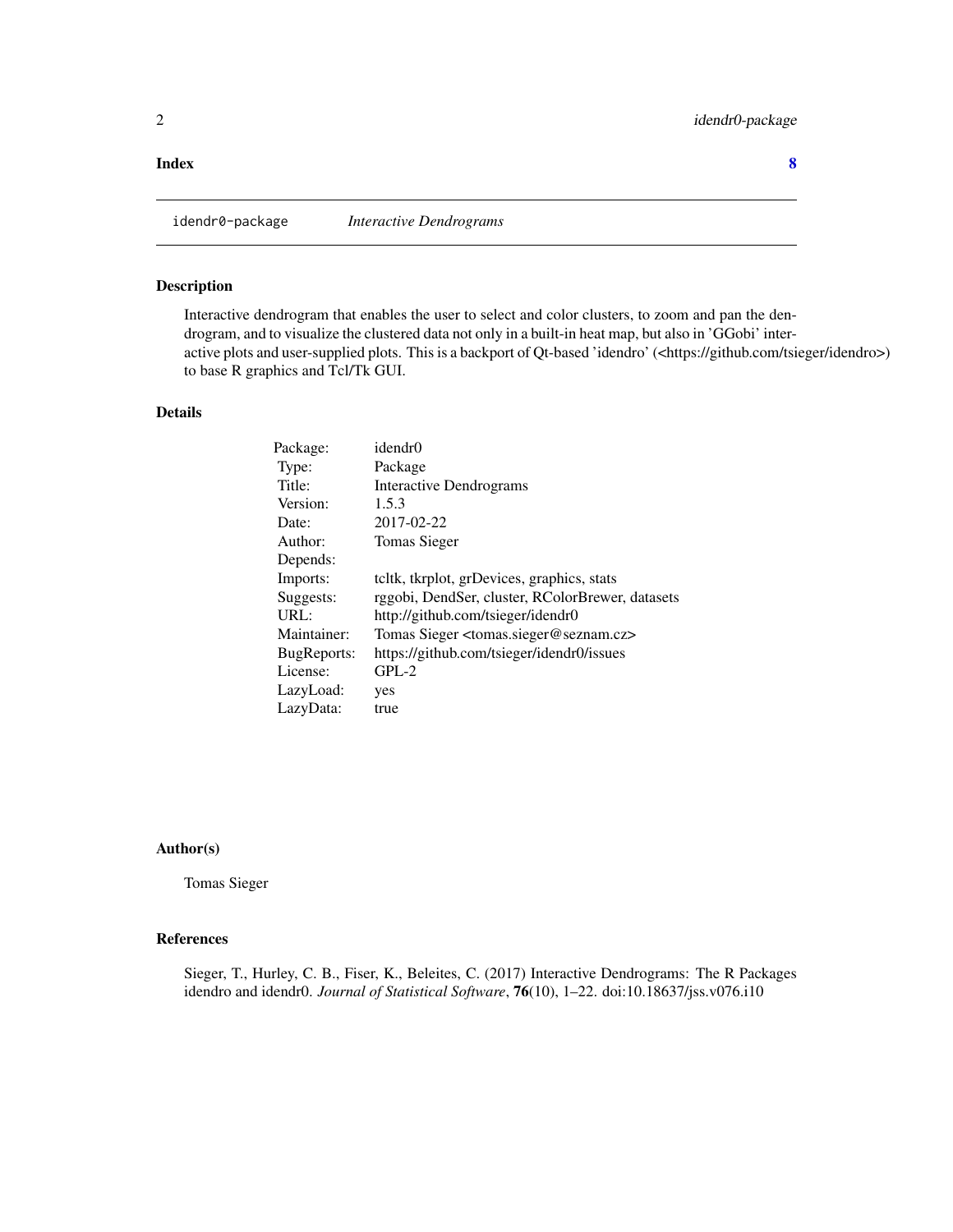**Index** **8**

---

## idendr0-package *Interactive Dendrograms*

---

### Description

Interactive dendrogram that enables the user to select and color clusters, to zoom and pan the dendrogram, and to visualize the clustered data not only in a built-in heat map, but also in 'GGobi' interactive plots and user-supplied plots. This is a backport of Qt-based 'idendro' (<https://github.com/tsieger/idendro>) to base R graphics and Tcl/Tk GUI.

### Details

| | |
|---|---|
| Package: | idendr0 |
| Type: | Package |
| Title: | Interactive Dendrograms |
| Version: | 1.5.3 |
| Date: | 2017-02-22 |
| Author: | Tomas Sieger |
| Depends: | |
| Imports: | tcltk, tkrplot, grDevices, graphics, stats |
| Suggests: | rggobi, DendSer, cluster, RColorBrewer, datasets |
| URL: | http://github.com/tsieger/idendr0 |
| Maintainer: | Tomas Sieger <tomas.sieger@seznam.cz> |
| BugReports: | https://github.com/tsieger/idendr0/issues |
| License: | GPL-2 |
| LazyLoad: | yes |
| LazyData: | true |

### Author(s)

Tomas Sieger

### References

Sieger, T., Hurley, C. B., Fiser, K., Beleites, C. (2017) Interactive Dendrograms: The R Packages idendro and idendr0. *Journal of Statistical Software*, **76**(10), 1–22. doi:10.18637/jss.v076.i10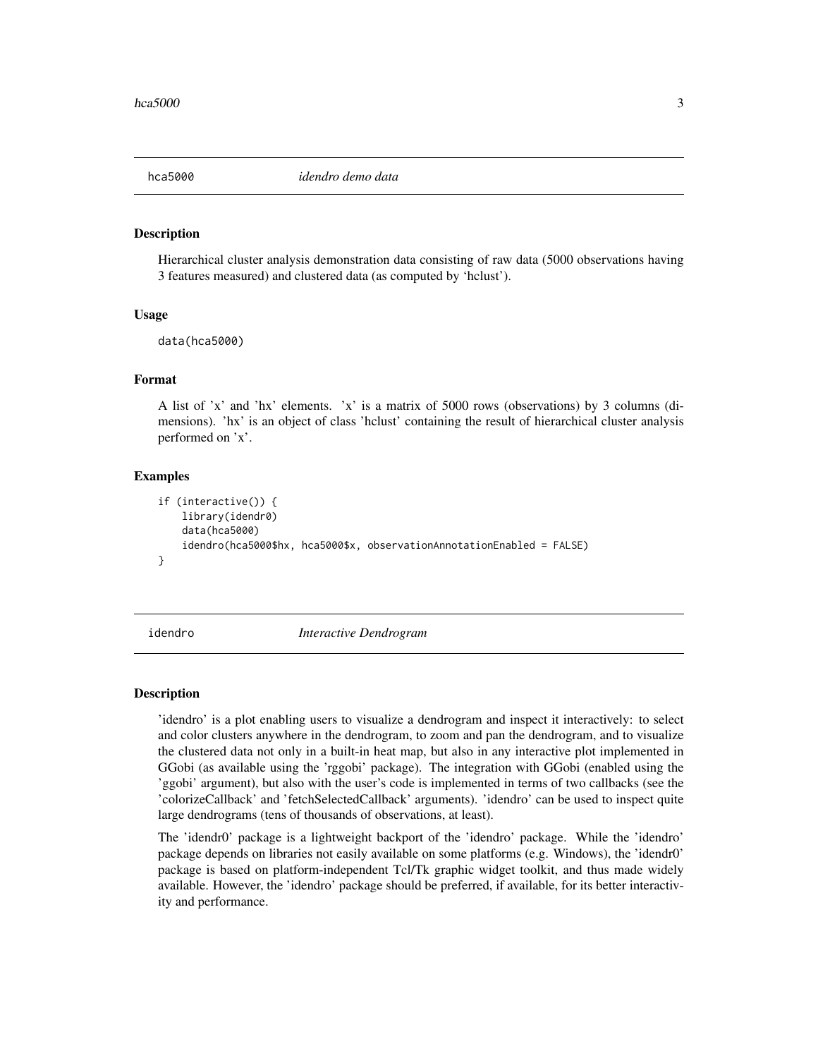## hca5000 — *idendro demo data*

### Description

Hierarchical cluster analysis demonstration data consisting of raw data (5000 observations having 3 features measured) and clustered data (as computed by 'hclust').

### Usage

```
data(hca5000)
```

### Format

A list of 'x' and 'hx' elements. 'x' is a matrix of 5000 rows (observations) by 3 columns (dimensions). 'hx' is an object of class 'hclust' containing the result of hierarchical cluster analysis performed on 'x'.

### Examples

```
if (interactive()) {
    library(idendr0)
    data(hca5000)
    idendro(hca5000$hx, hca5000$x, observationAnnotationEnabled = FALSE)
}
```

## idendro — *Interactive Dendrogram*

### Description

'idendro' is a plot enabling users to visualize a dendrogram and inspect it interactively: to select and color clusters anywhere in the dendrogram, to zoom and pan the dendrogram, and to visualize the clustered data not only in a built-in heat map, but also in any interactive plot implemented in GGobi (as available using the 'rggobi' package). The integration with GGobi (enabled using the 'ggobi' argument), but also with the user's code is implemented in terms of two callbacks (see the 'colorizeCallback' and 'fetchSelectedCallback' arguments). 'idendro' can be used to inspect quite large dendrograms (tens of thousands of observations, at least).

The 'idendr0' package is a lightweight backport of the 'idendro' package. While the 'idendro' package depends on libraries not easily available on some platforms (e.g. Windows), the 'idendr0' package is based on platform-independent Tcl/Tk graphic widget toolkit, and thus made widely available. However, the 'idendro' package should be preferred, if available, for its better interactivity and performance.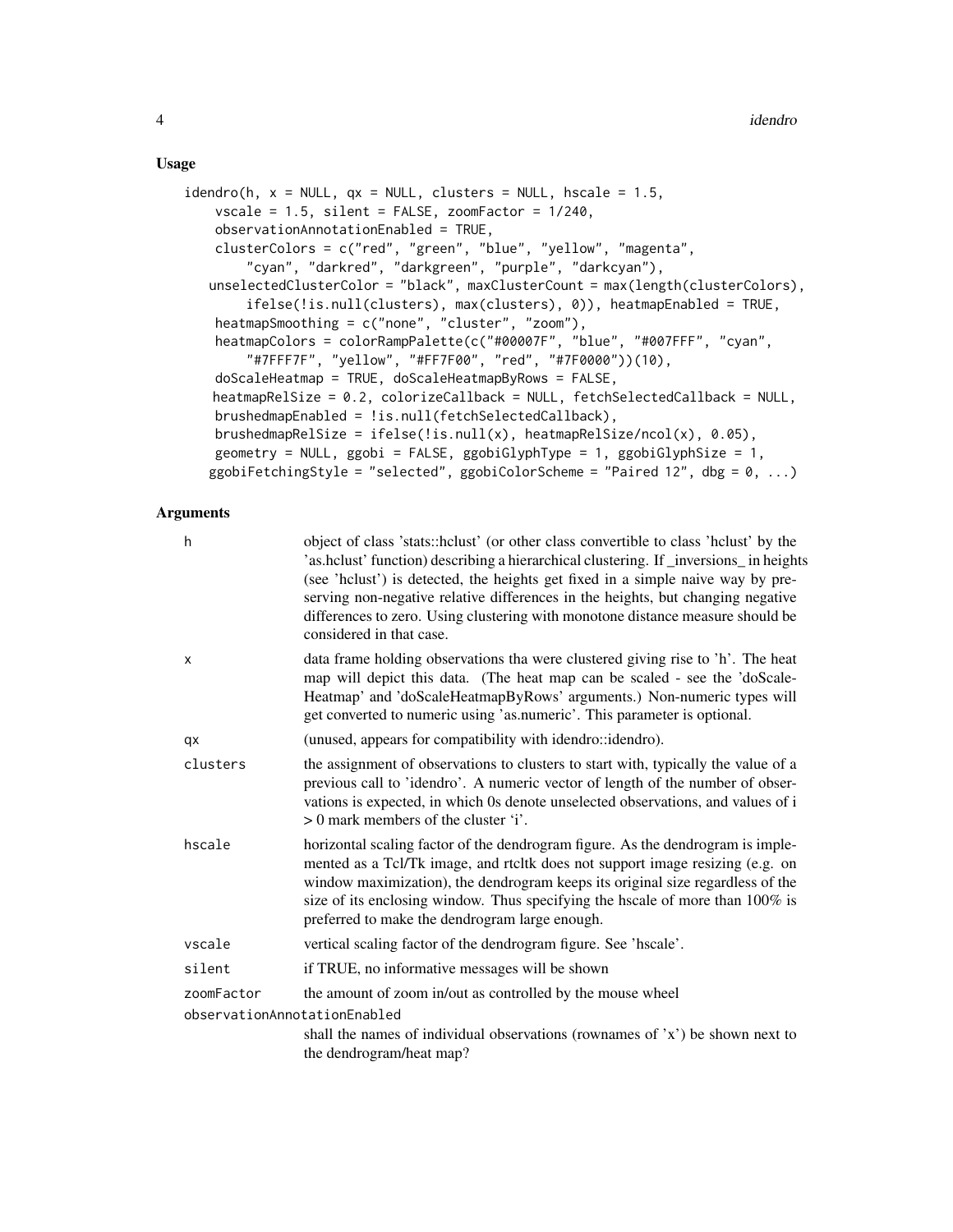## Usage

```
idendro(h, x = NULL, qx = NULL, clusters = NULL, hscale = 1.5,
    vscale = 1.5, silent = FALSE, zoomFactor = 1/240,
    observationAnnotationEnabled = TRUE,
    clusterColors = c("red", "green", "blue", "yellow", "magenta",
        "cyan", "darkred", "darkgreen", "purple", "darkcyan"),
   unselectedClusterColor = "black", maxClusterCount = max(length(clusterColors),
        ifelse(!is.null(clusters), max(clusters), 0)), heatmapEnabled = TRUE,
    heatmapSmoothing = c("none", "cluster", "zoom"),
    heatmapColors = colorRampPalette(c("#00007F", "blue", "#007FFF", "cyan",
        "#7FFF7F", "yellow", "#FF7F00", "red", "#7F0000"))(10),
    doScaleHeatmap = TRUE, doScaleHeatmapByRows = FALSE,
    heatmapRelSize = 0.2, colorizeCallback = NULL, fetchSelectedCallback = NULL,
    brushedmapEnabled = !is.null(fetchSelectedCallback),
    brushedmapRelSize = ifelse(!is.null(x), heatmapRelSize/ncol(x), 0.05),
    geometry = NULL, ggobi = FALSE, ggobiGlyphType = 1, ggobiGlyphSize = 1,
   ggobiFetchingStyle = "selected", ggobiColorScheme = "Paired 12", dbg = 0, ...)
```

## Arguments

| | |
|---|---|
| `h` | object of class 'stats::hclust' (or other class convertible to class 'hclust' by the 'as.hclust' function) describing a hierarchical clustering. If _inversions_ in heights (see 'hclust') is detected, the heights get fixed in a simple naive way by preserving non-negative relative differences in the heights, but changing negative differences to zero. Using clustering with monotone distance measure should be considered in that case. |
| `x` | data frame holding observations tha were clustered giving rise to 'h'. The heat map will depict this data. (The heat map can be scaled - see the 'doScaleHeatmap' and 'doScaleHeatmapByRows' arguments.) Non-numeric types will get converted to numeric using 'as.numeric'. This parameter is optional. |
| `qx` | (unused, appears for compatibility with idendro::idendro). |
| `clusters` | the assignment of observations to clusters to start with, typically the value of a previous call to 'idendro'. A numeric vector of length of the number of observations is expected, in which 0s denote unselected observations, and values of i > 0 mark members of the cluster 'i'. |
| `hscale` | horizontal scaling factor of the dendrogram figure. As the dendrogram is implemented as a Tcl/Tk image, and rtcltk does not support image resizing (e.g. on window maximization), the dendrogram keeps its original size regardless of the size of its enclosing window. Thus specifying the hscale of more than 100% is preferred to make the dendrogram large enough. |
| `vscale` | vertical scaling factor of the dendrogram figure. See 'hscale'. |
| `silent` | if TRUE, no informative messages will be shown |
| `zoomFactor` | the amount of zoom in/out as controlled by the mouse wheel |
| `observationAnnotationEnabled` | shall the names of individual observations (rownames of 'x') be shown next to the dendrogram/heat map? |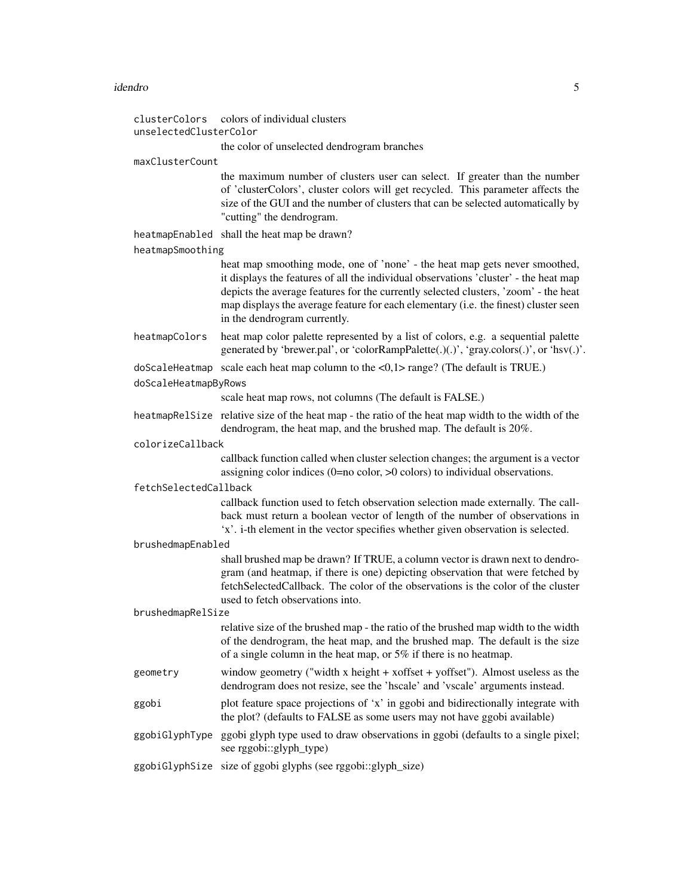`clusterColors`
: colors of individual clusters

`unselectedClusterColor`
: the color of unselected dendrogram branches

`maxClusterCount`
: the maximum number of clusters user can select. If greater than the number of 'clusterColors', cluster colors will get recycled. This parameter affects the size of the GUI and the number of clusters that can be selected automatically by "cutting" the dendrogram.

`heatmapEnabled`
: shall the heat map be drawn?

`heatmapSmoothing`
: heat map smoothing mode, one of 'none' - the heat map gets never smoothed, it displays the features of all the individual observations 'cluster' - the heat map depicts the average features for the currently selected clusters, 'zoom' - the heat map displays the average feature for each elementary (i.e. the finest) cluster seen in the dendrogram currently.

`heatmapColors`
: heat map color palette represented by a list of colors, e.g. a sequential palette generated by 'brewer.pal', or 'colorRampPalette(.)(.)', 'gray.colors(.)', or 'hsv(.)'.

`doScaleHeatmap`
: scale each heat map column to the <0,1> range? (The default is TRUE.)

`doScaleHeatmapByRows`
: scale heat map rows, not columns (The default is FALSE.)

`heatmapRelSize`
: relative size of the heat map - the ratio of the heat map width to the width of the dendrogram, the heat map, and the brushed map. The default is 20%.

`colorizeCallback`
: callback function called when cluster selection changes; the argument is a vector assigning color indices (0=no color, >0 colors) to individual observations.

`fetchSelectedCallback`
: callback function used to fetch observation selection made externally. The callback must return a boolean vector of length of the number of observations in 'x'. i-th element in the vector specifies whether given observation is selected.

`brushedmapEnabled`
: shall brushed map be drawn? If TRUE, a column vector is drawn next to dendrogram (and heatmap, if there is one) depicting observation that were fetched by fetchSelectedCallback. The color of the observations is the color of the cluster used to fetch observations into.

`brushedmapRelSize`
: relative size of the brushed map - the ratio of the brushed map width to the width of the dendrogram, the heat map, and the brushed map. The default is the size of a single column in the heat map, or 5% if there is no heatmap.

`geometry`
: window geometry ("width x height + xoffset + yoffset"). Almost useless as the dendrogram does not resize, see the 'hscale' and 'vscale' arguments instead.

`ggobi`
: plot feature space projections of 'x' in ggobi and bidirectionally integrate with the plot? (defaults to FALSE as some users may not have ggobi available)

`ggobiGlyphType`
: ggobi glyph type used to draw observations in ggobi (defaults to a single pixel; see rggobi::glyph_type)

`ggobiGlyphSize`
: size of ggobi glyphs (see rggobi::glyph_size)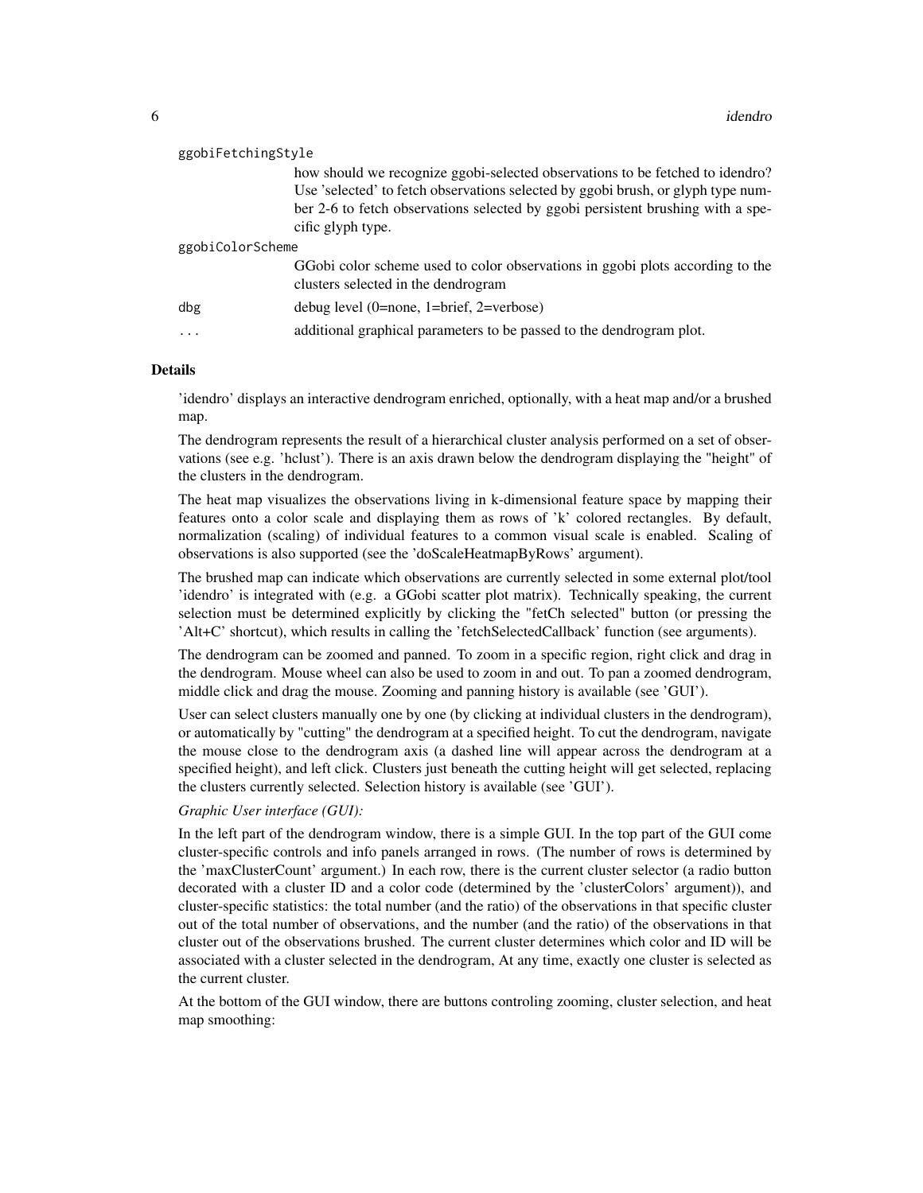ggobiFetchingStyle
: how should we recognize ggobi-selected observations to be fetched to idendro? Use 'selected' to fetch observations selected by ggobi brush, or glyph type number 2-6 to fetch observations selected by ggobi persistent brushing with a specific glyph type.

ggobiColorScheme
: GGobi color scheme used to color observations in ggobi plots according to the clusters selected in the dendrogram

dbg
: debug level (0=none, 1=brief, 2=verbose)

...
: additional graphical parameters to be passed to the dendrogram plot.

## Details

'idendro' displays an interactive dendrogram enriched, optionally, with a heat map and/or a brushed map.

The dendrogram represents the result of a hierarchical cluster analysis performed on a set of observations (see e.g. 'hclust'). There is an axis drawn below the dendrogram displaying the "height" of the clusters in the dendrogram.

The heat map visualizes the observations living in k-dimensional feature space by mapping their features onto a color scale and displaying them as rows of 'k' colored rectangles. By default, normalization (scaling) of individual features to a common visual scale is enabled. Scaling of observations is also supported (see the 'doScaleHeatmapByRows' argument).

The brushed map can indicate which observations are currently selected in some external plot/tool 'idendro' is integrated with (e.g. a GGobi scatter plot matrix). Technically speaking, the current selection must be determined explicitly by clicking the "fetCh selected" button (or pressing the 'Alt+C' shortcut), which results in calling the 'fetchSelectedCallback' function (see arguments).

The dendrogram can be zoomed and panned. To zoom in a specific region, right click and drag in the dendrogram. Mouse wheel can also be used to zoom in and out. To pan a zoomed dendrogram, middle click and drag the mouse. Zooming and panning history is available (see 'GUI').

User can select clusters manually one by one (by clicking at individual clusters in the dendrogram), or automatically by "cutting" the dendrogram at a specified height. To cut the dendrogram, navigate the mouse close to the dendrogram axis (a dashed line will appear across the dendrogram at a specified height), and left click. Clusters just beneath the cutting height will get selected, replacing the clusters currently selected. Selection history is available (see 'GUI').

*Graphic User interface (GUI):*

In the left part of the dendrogram window, there is a simple GUI. In the top part of the GUI come cluster-specific controls and info panels arranged in rows. (The number of rows is determined by the 'maxClusterCount' argument.) In each row, there is the current cluster selector (a radio button decorated with a cluster ID and a color code (determined by the 'clusterColors' argument)), and cluster-specific statistics: the total number (and the ratio) of the observations in that specific cluster out of the total number of observations, and the number (and the ratio) of the observations in that cluster out of the observations brushed. The current cluster determines which color and ID will be associated with a cluster selected in the dendrogram, At any time, exactly one cluster is selected as the current cluster.

At the bottom of the GUI window, there are buttons controling zooming, cluster selection, and heat map smoothing: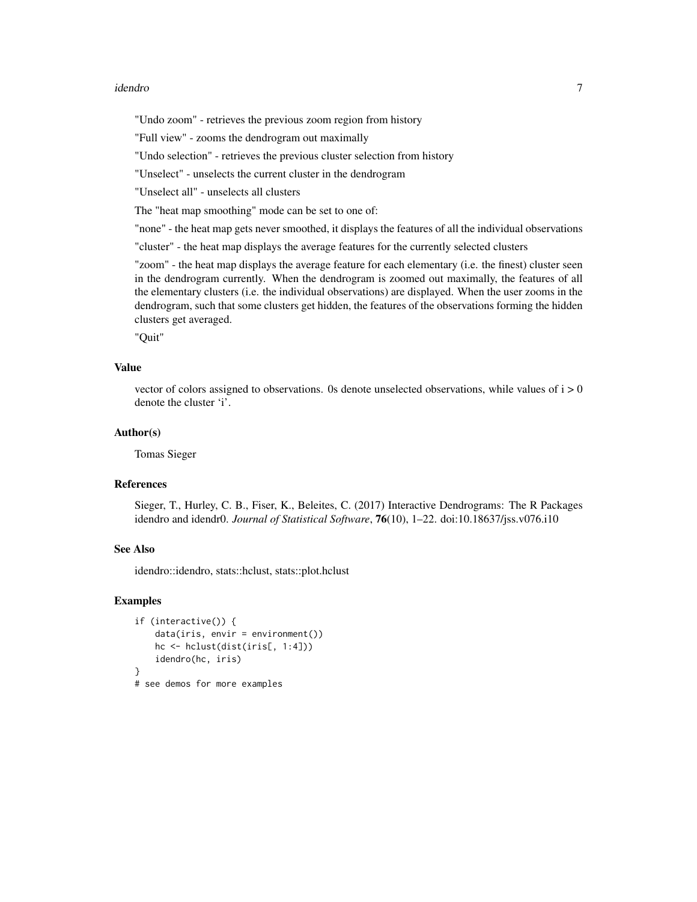"Undo zoom" - retrieves the previous zoom region from history

"Full view" - zooms the dendrogram out maximally

"Undo selection" - retrieves the previous cluster selection from history

"Unselect" - unselects the current cluster in the dendrogram

"Unselect all" - unselects all clusters

The "heat map smoothing" mode can be set to one of:

"none" - the heat map gets never smoothed, it displays the features of all the individual observations

"cluster" - the heat map displays the average features for the currently selected clusters

"zoom" - the heat map displays the average feature for each elementary (i.e. the finest) cluster seen in the dendrogram currently. When the dendrogram is zoomed out maximally, the features of all the elementary clusters (i.e. the individual observations) are displayed. When the user zooms in the dendrogram, such that some clusters get hidden, the features of the observations forming the hidden clusters get averaged.

"Quit"

### Value

vector of colors assigned to observations. 0s denote unselected observations, while values of i > 0 denote the cluster 'i'.

### Author(s)

Tomas Sieger

### References

Sieger, T., Hurley, C. B., Fiser, K., Beleites, C. (2017) Interactive Dendrograms: The R Packages idendro and idendr0. *Journal of Statistical Software*, **76**(10), 1–22. doi:10.18637/jss.v076.i10

### See Also

idendro::idendro, stats::hclust, stats::plot.hclust

### Examples

```
if (interactive()) {
    data(iris, envir = environment())
    hc <- hclust(dist(iris[, 1:4]))
    idendro(hc, iris)
}
# see demos for more examples
```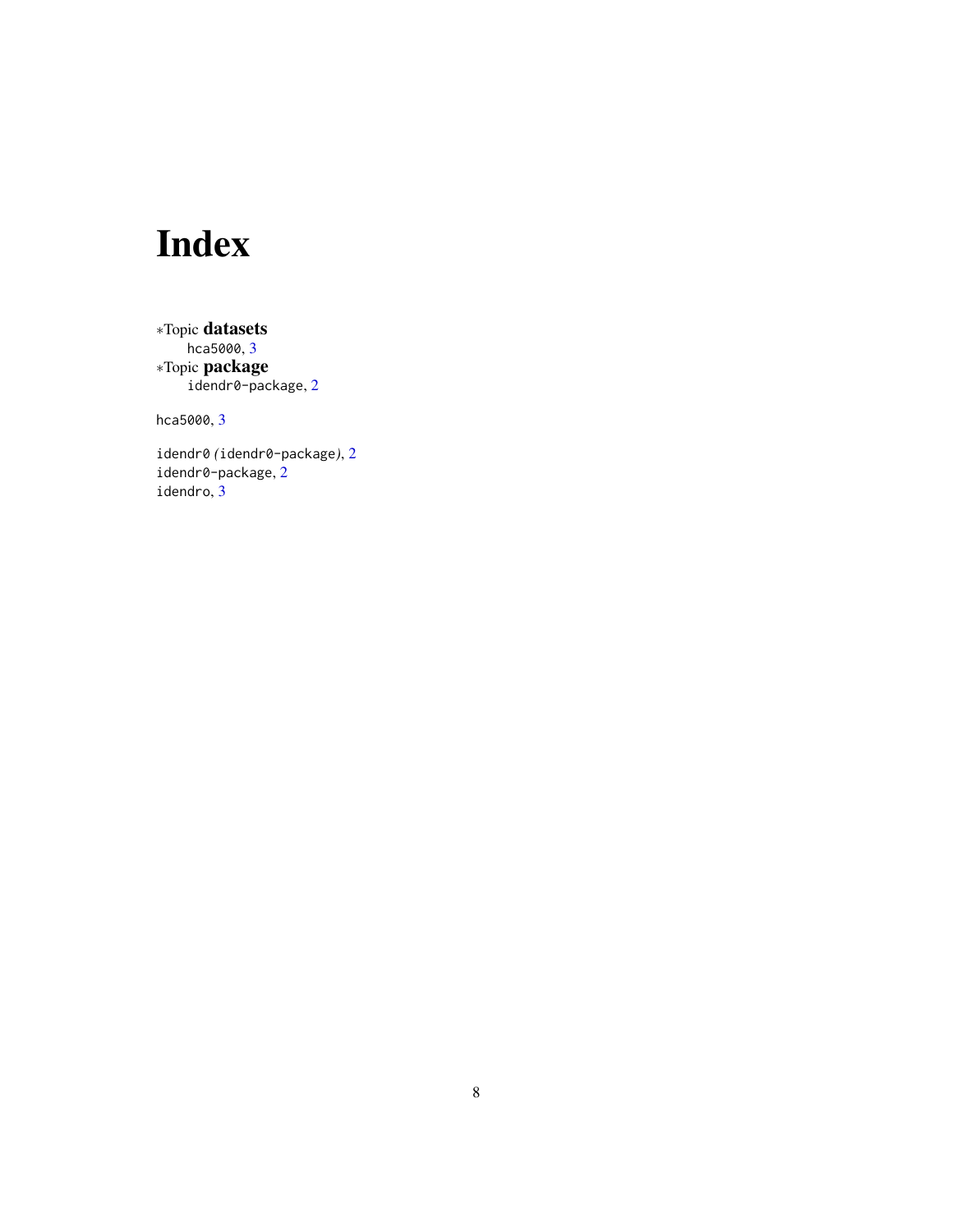# Index

∗Topic **datasets**
    `hca5000`, 3
∗Topic **package**
    `idendr0-package`, 2

`hca5000`, 3

`idendr0` *(*`idendr0-package`*)*, 2
`idendr0-package`, 2
`idendro`, 3